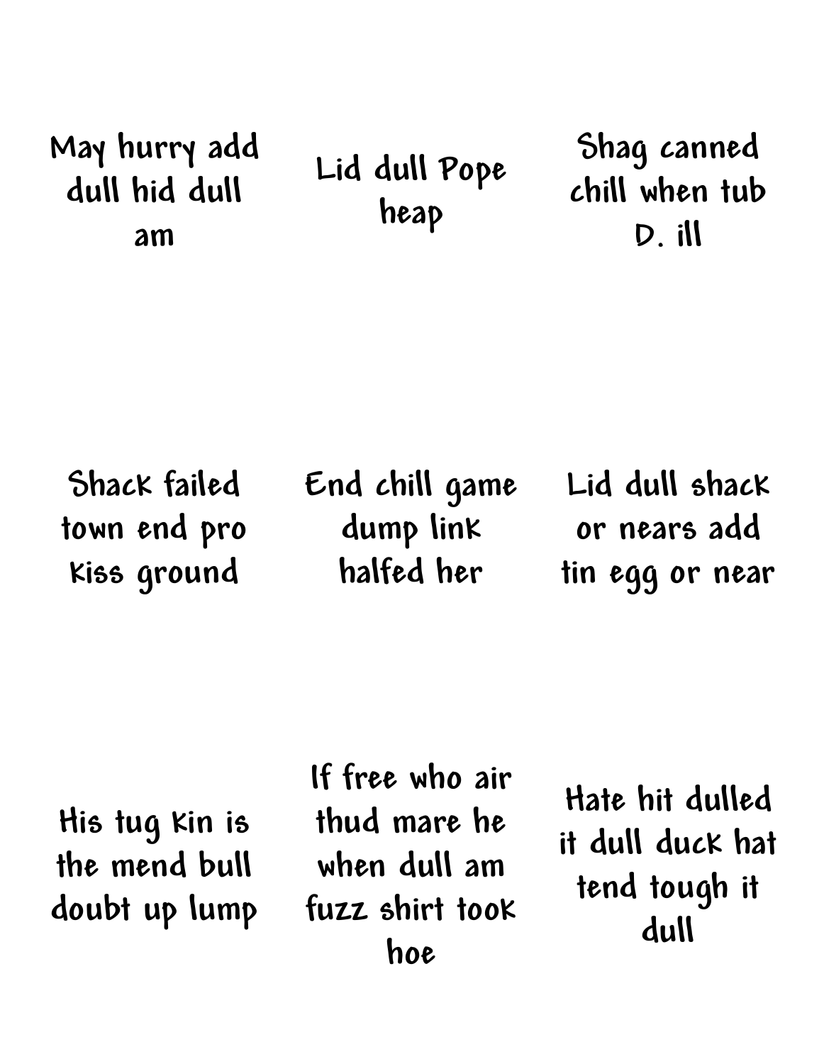May hurry add dull hid dull am

Lid dull Pope heap

Shag canned chill when tub D. ill

Shack failed town end pro kiss ground

End chill game dump link halfed her

Lid dull shack or nears add tin egg or near

His tug kin is the mend bull doubt up lump

If free who air thud mare he when dull am fuzz shirt took hoe

Hate hit dulled it dull duck hat tend tough it dull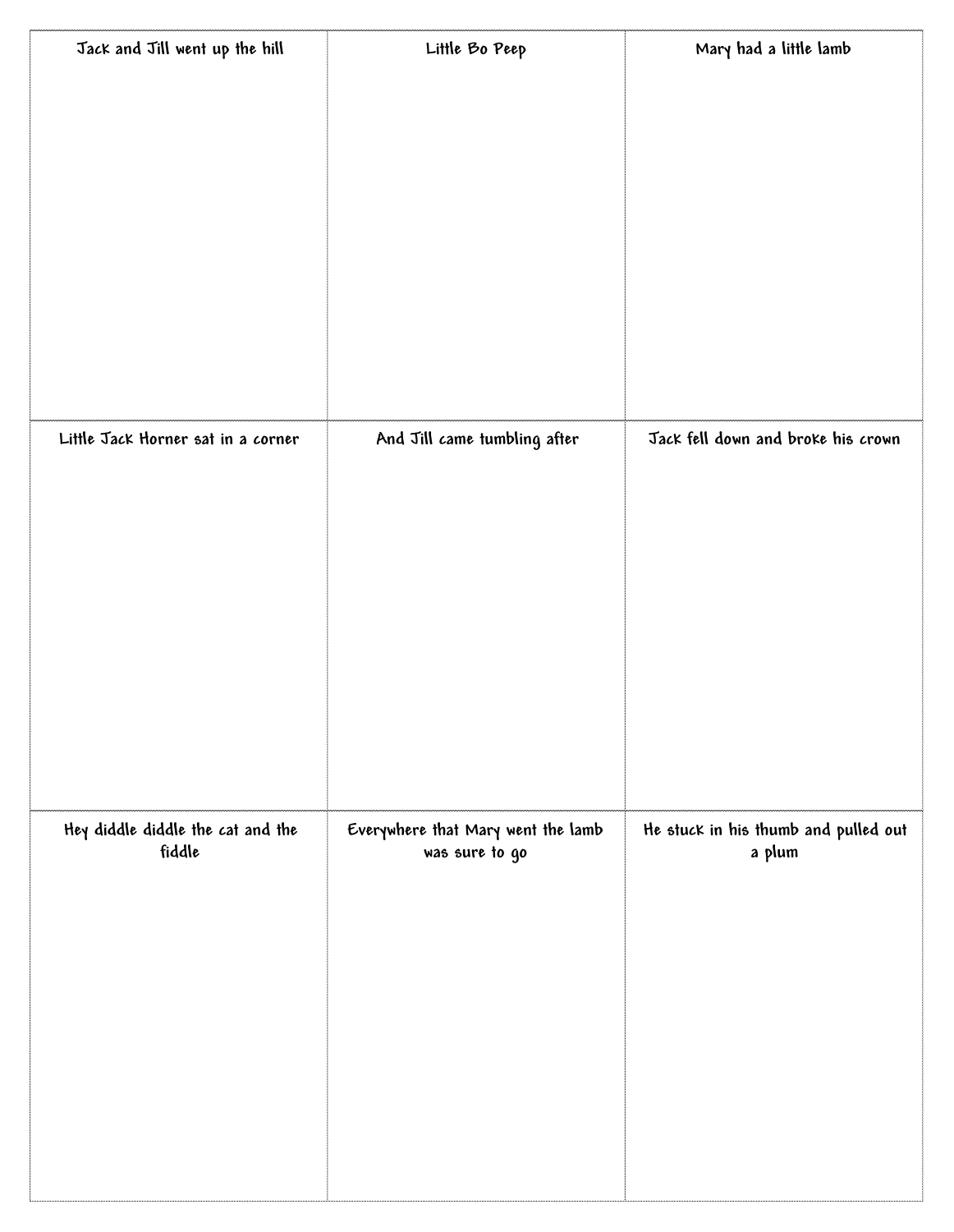| Jack and Jill went up the hill | Little Bo Peep | Mary had a little lamb |
| --- | --- | --- |
| Little Jack Horner sat in a corner | And Jill came tumbling after | Jack fell down and broke his crown |
| Hey diddle diddle the cat and the fiddle | Everywhere that Mary went the lamb was sure to go | He stuck in his thumb and pulled out a plum |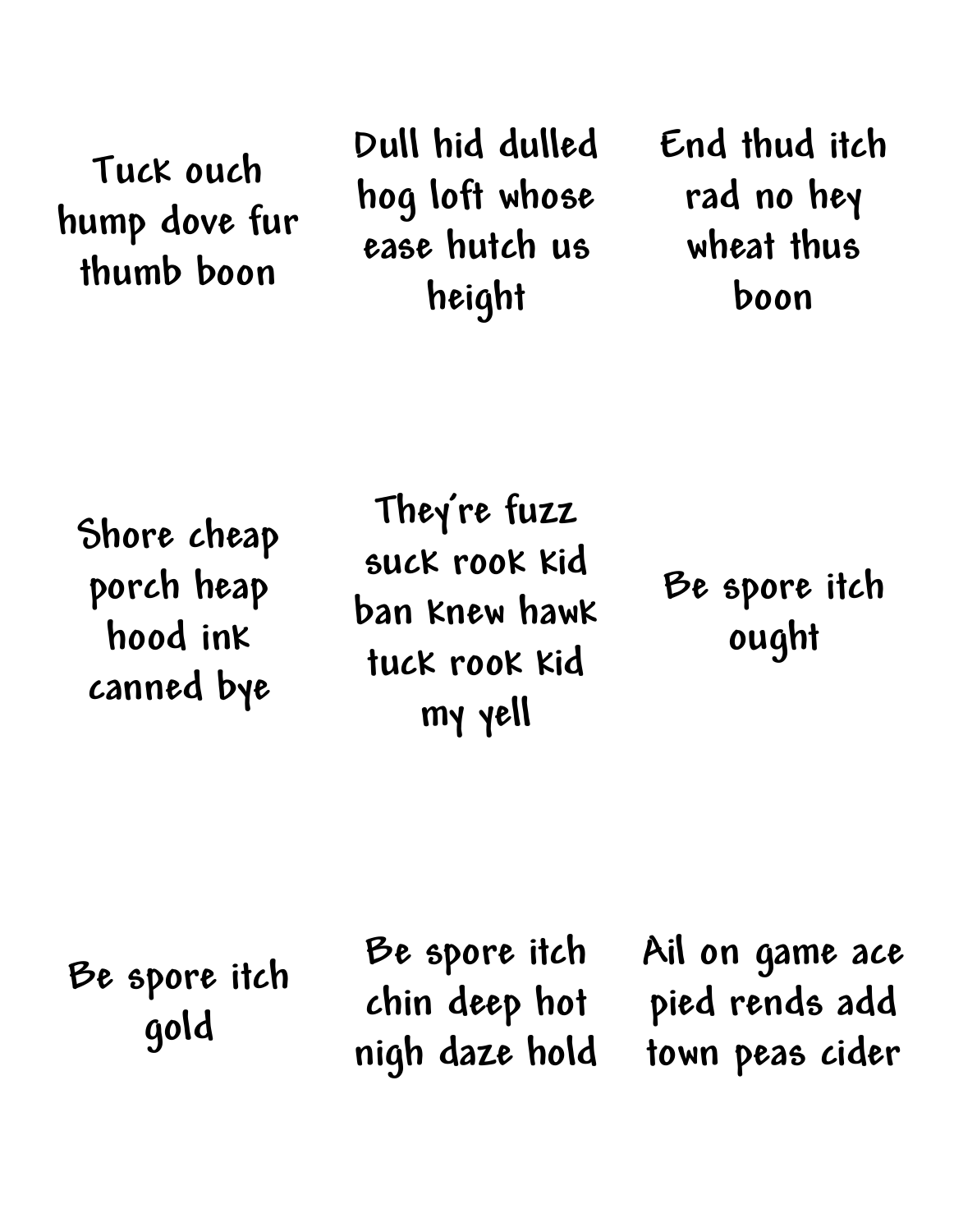Tuck ouch hump dove fur thumb boon

Dull hid dulled hog loft whose ease hutch us height

End thud itch rad no hey wheat thus boon

Shore cheap porch heap hood ink canned bye

They're fuzz suck rook kid ban knew hawk tuck rook kid my yell

Be spore itch ought

Be spore itch gold

Be spore itch chin deep hot nigh daze hold

Ail on game ace pied rends add town peas cider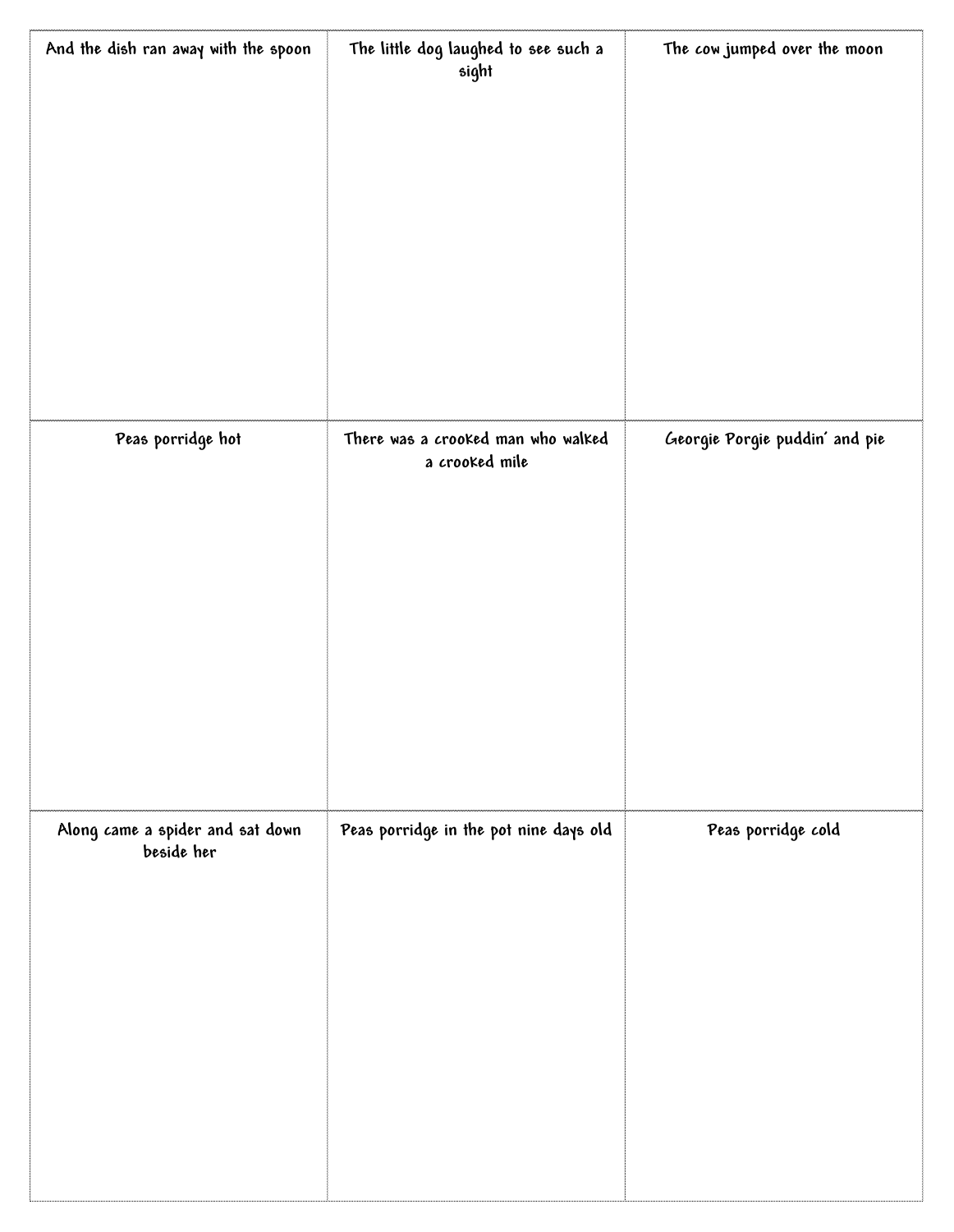| And the dish ran away with the spoon | The little dog laughed to see such a sight | The cow jumped over the moon |
| --- | --- | --- |
| Peas porridge hot | There was a crooked man who walked a crooked mile | Georgie Porgie puddin' and pie |
| Along came a spider and sat down beside her | Peas porridge in the pot nine days old | Peas porridge cold |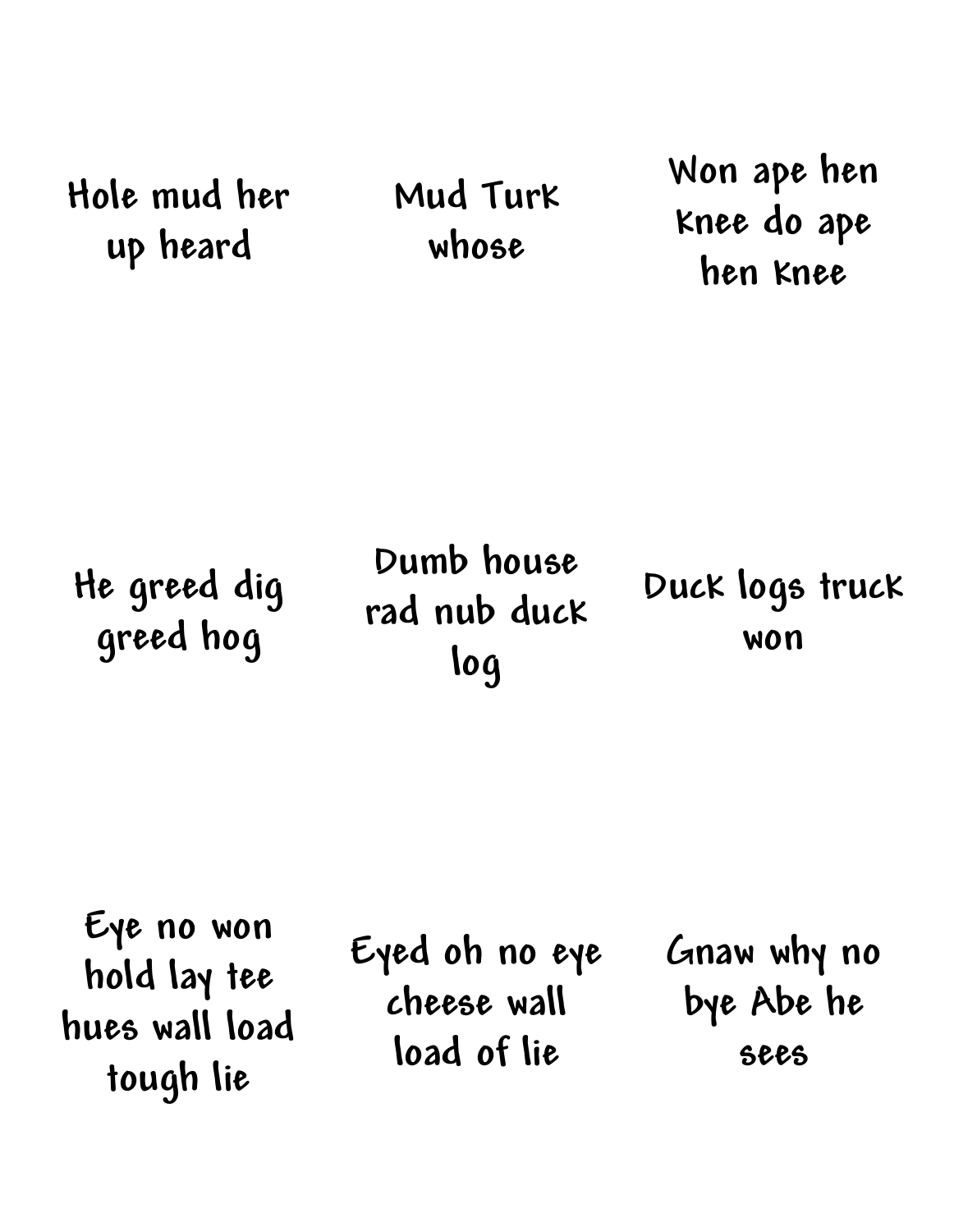Hole mud her up heard

Mud Turk whose

Won ape hen knee do ape hen knee

He greed dig greed hog

Dumb house rad nub duck log

Duck logs truck won

Eye no won hold lay tee hues wall load tough lie

Eyed oh no eye cheese wall load of lie

Gnaw why no bye Abe he sees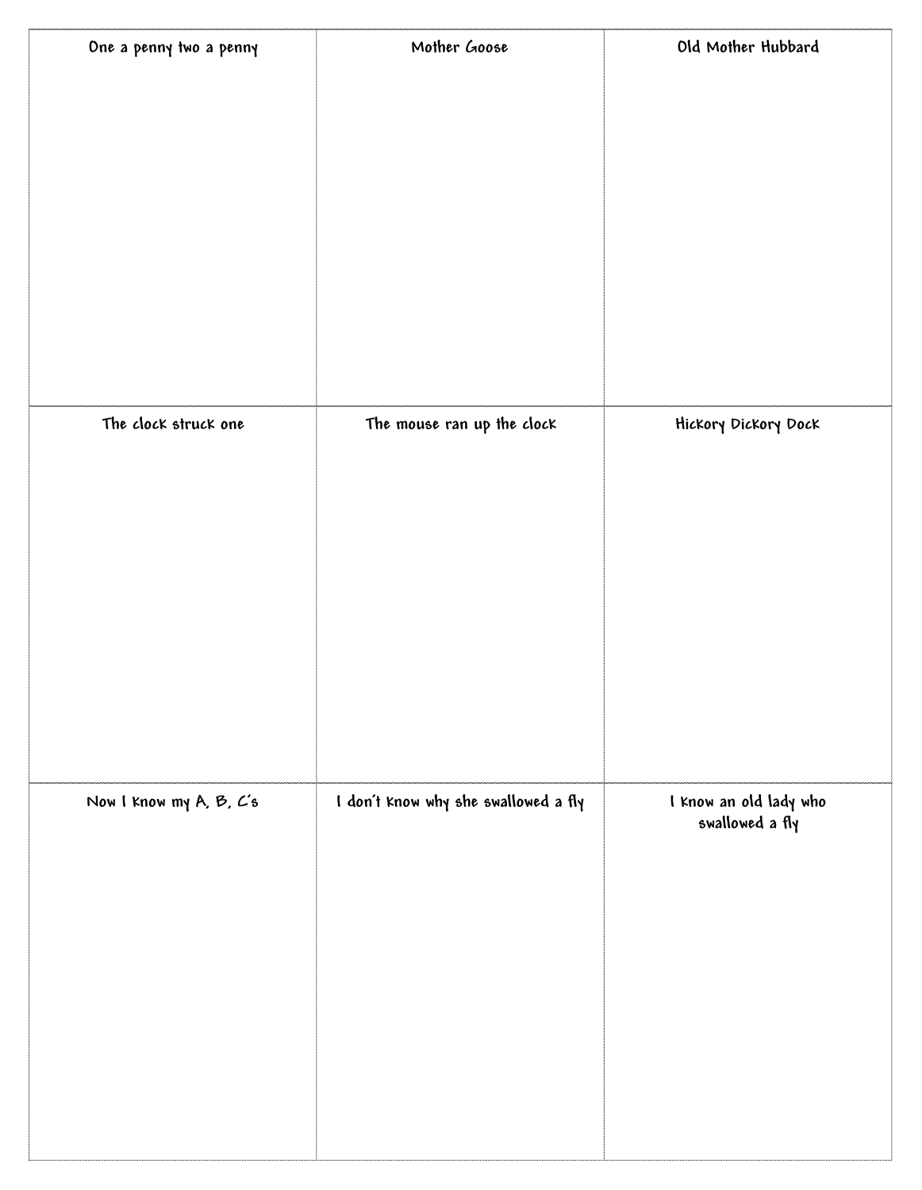| One a penny two a penny | Mother Goose | Old Mother Hubbard |
| --- | --- | --- |
| The clock struck one | The mouse ran up the clock | Hickory Dickory Dock |
| Now I know my A, B, C's | I don't know why she swallowed a fly | I know an old lady who swallowed a fly |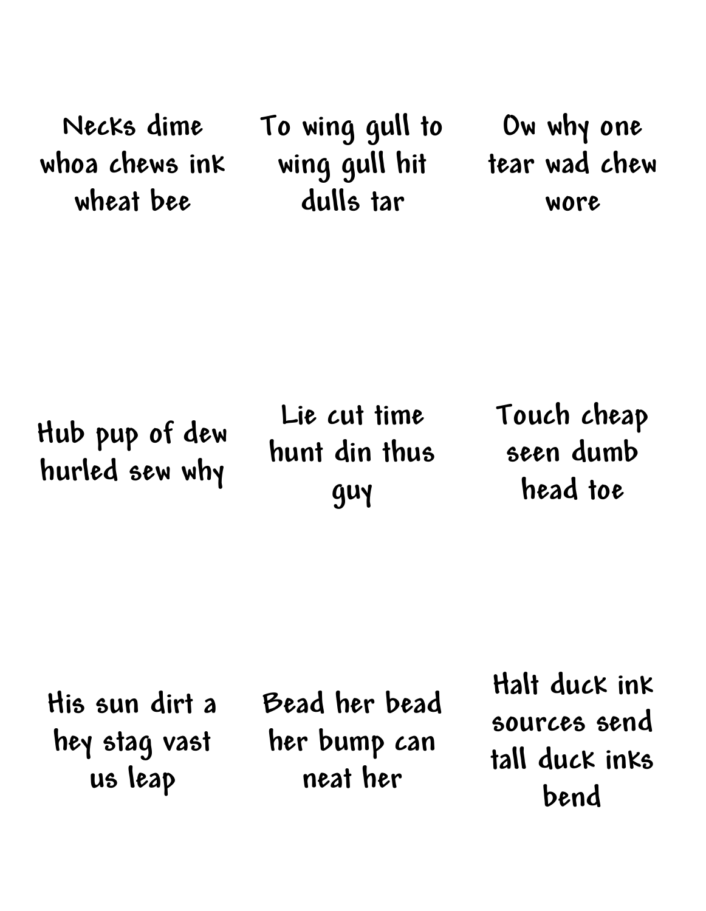Necks dime whoa chews ink wheat bee

To wing gull to wing gull hit dulls tar

Ow why one tear wad chew wore

Hub pup of dew hurled sew why

Lie cut time hunt din thus guy

Touch cheap seen dumb head toe

His sun dirt a hey stag vast us leap

Bead her bead her bump can neat her

Halt duck ink sources send tall duck inks bend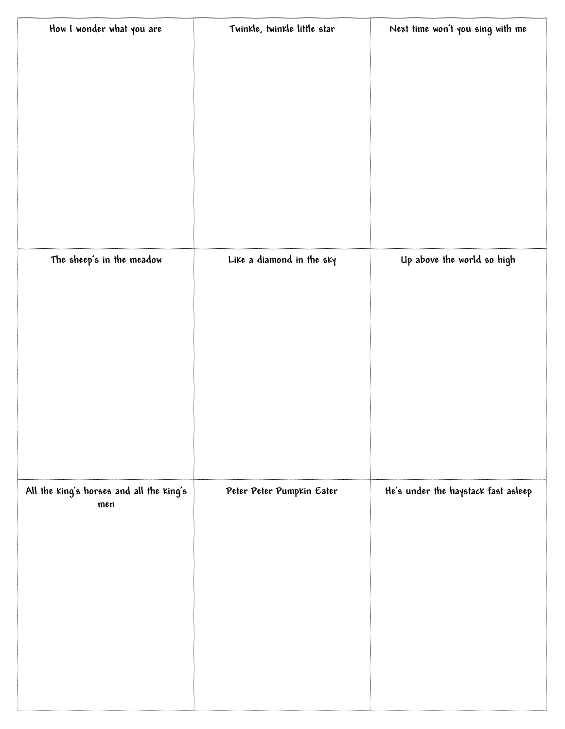| How I wonder what you are | Twinkle, twinkle little star | Next time won't you sing with me |
| --- | --- | --- |
| The sheep's in the meadow | Like a diamond in the sky | Up above the world so high |
| All the king's horses and all the king's men | Peter Peter Pumpkin Eater | He's under the haystack fast asleep |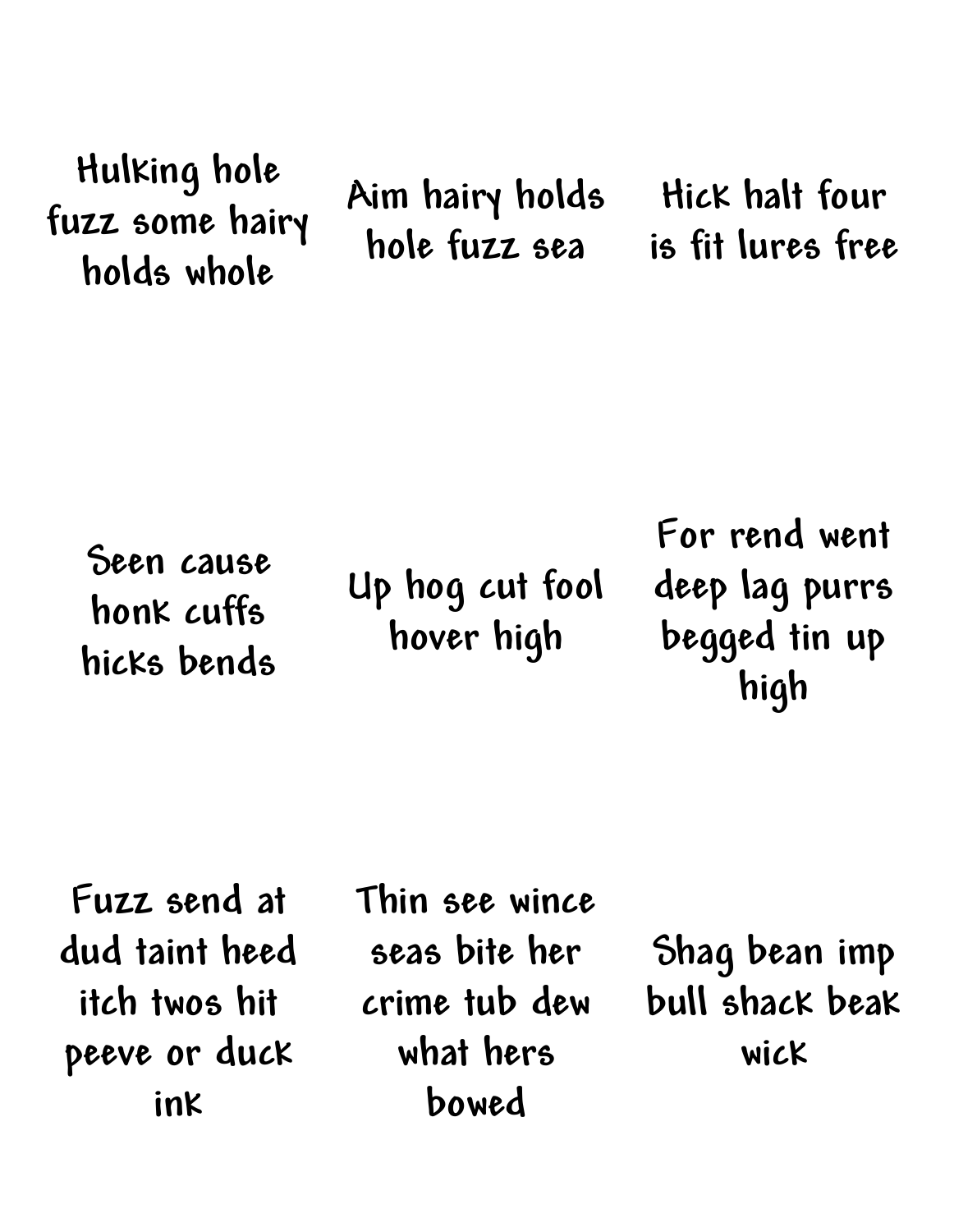Hulking hole fuzz some hairy holds whole

Aim hairy holds hole fuzz sea

Hick halt four is fit lures free

Seen cause honk cuffs hicks bends

Up hog cut fool hover high

For rend went deep lag purrs begged tin up high

Fuzz send at dud taint heed itch twos hit peeve or duck ink

Thin see wince seas bite her crime tub dew what hers bowed

Shag bean imp bull shack beak wick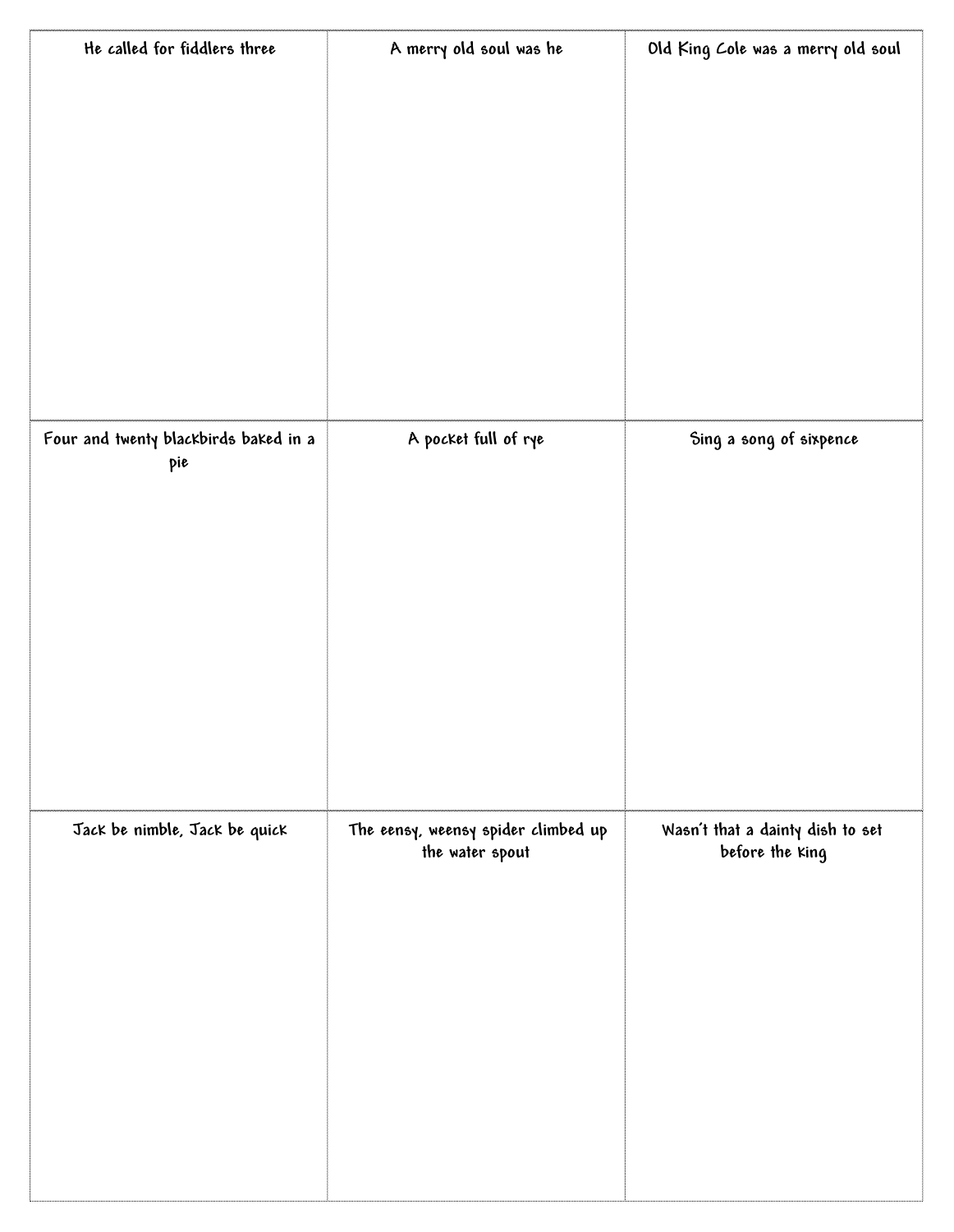| He called for fiddlers three | A merry old soul was he | Old King Cole was a merry old soul |
| --- | --- | --- |
| Four and twenty blackbirds baked in a pie | A pocket full of rye | Sing a song of sixpence |
| Jack be nimble, Jack be quick | The eensy, weensy spider climbed up the water spout | Wasn't that a dainty dish to set before the king |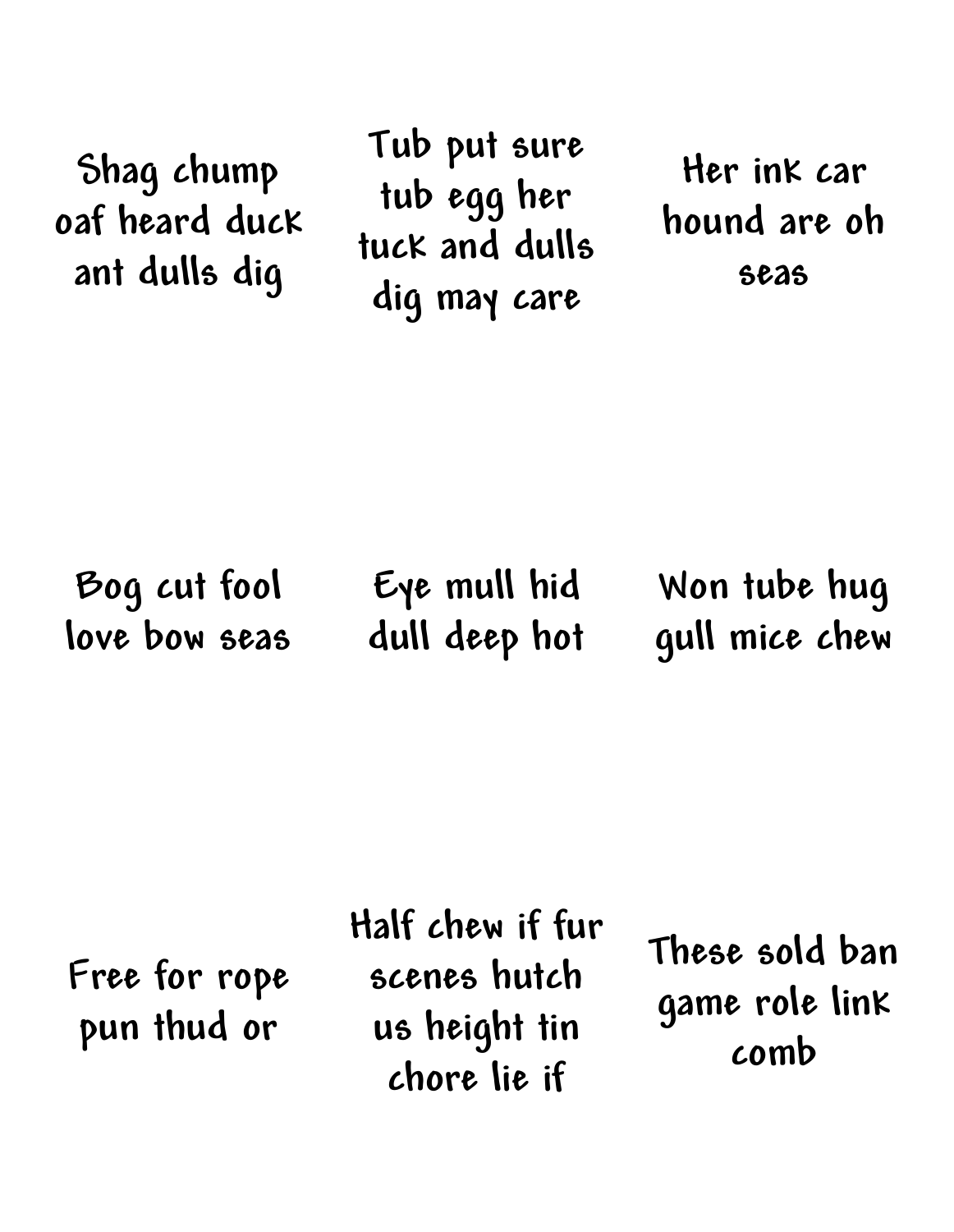Shag chump oaf heard duck ant dulls dig

Tub put sure tub egg her tuck and dulls dig may care

Her ink car hound are oh seas

Bog cut fool love bow seas

Eye mull hid dull deep hot

Won tube hug gull mice chew

Free for rope pun thud or

Half chew if fur scenes hutch us height tin chore lie if

These sold ban game role link comb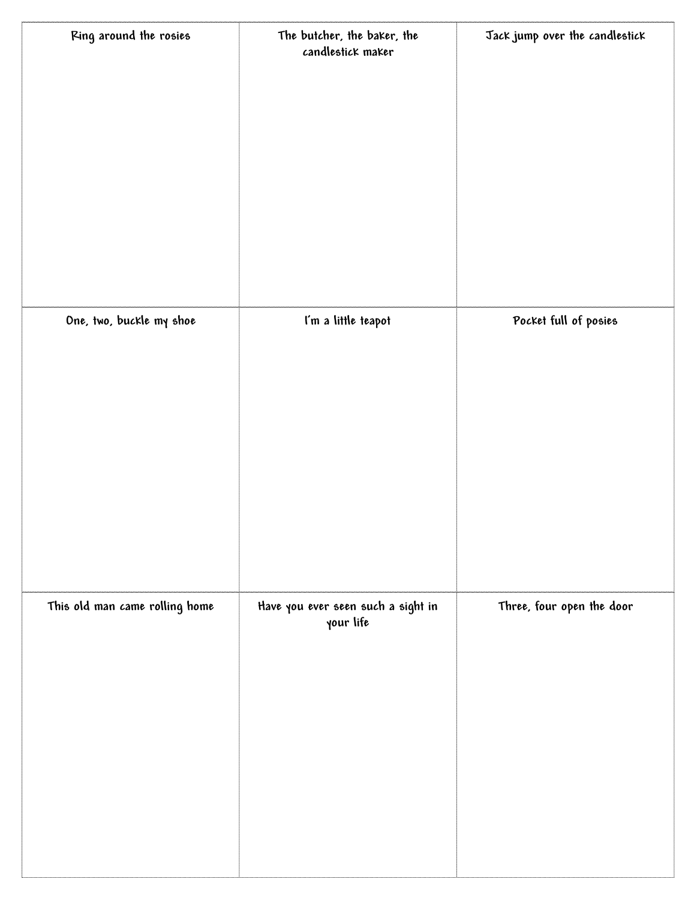| | | |
|---|---|---|
| Ring around the rosies | The butcher, the baker, the candlestick maker | Jack jump over the candlestick |
| One, two, buckle my shoe | I'm a little teapot | Pocket full of posies |
| This old man came rolling home | Have you ever seen such a sight in your life | Three, four open the door |